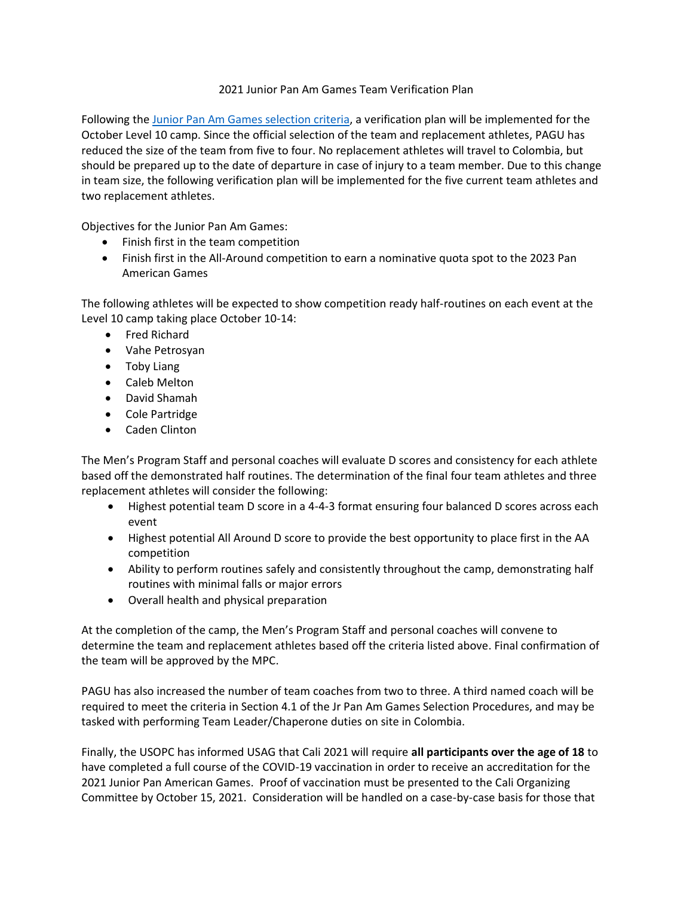# 2021 Junior Pan Am Games Team Verification Plan

Following the [Junior Pan Am Games selection criteria](), a verification plan will be implemented for the October Level 10 camp. Since the official selection of the team and replacement athletes, PAGU has reduced the size of the team from five to four. No replacement athletes will travel to Colombia, but should be prepared up to the date of departure in case of injury to a team member. Due to this change in team size, the following verification plan will be implemented for the five current team athletes and two replacement athletes.

Objectives for the Junior Pan Am Games:

- Finish first in the team competition
- Finish first in the All-Around competition to earn a nominative quota spot to the 2023 Pan American Games

The following athletes will be expected to show competition ready half-routines on each event at the Level 10 camp taking place October 10-14:

- Fred Richard
- Vahe Petrosyan
- Toby Liang
- Caleb Melton
- David Shamah
- Cole Partridge
- Caden Clinton

The Men's Program Staff and personal coaches will evaluate D scores and consistency for each athlete based off the demonstrated half routines. The determination of the final four team athletes and three replacement athletes will consider the following:

- Highest potential team D score in a 4-4-3 format ensuring four balanced D scores across each event
- Highest potential All Around D score to provide the best opportunity to place first in the AA competition
- Ability to perform routines safely and consistently throughout the camp, demonstrating half routines with minimal falls or major errors
- Overall health and physical preparation

At the completion of the camp, the Men's Program Staff and personal coaches will convene to determine the team and replacement athletes based off the criteria listed above. Final confirmation of the team will be approved by the MPC.

PAGU has also increased the number of team coaches from two to three. A third named coach will be required to meet the criteria in Section 4.1 of the Jr Pan Am Games Selection Procedures, and may be tasked with performing Team Leader/Chaperone duties on site in Colombia.

Finally, the USOPC has informed USAG that Cali 2021 will require **all participants over the age of 18** to have completed a full course of the COVID-19 vaccination in order to receive an accreditation for the 2021 Junior Pan American Games. Proof of vaccination must be presented to the Cali Organizing Committee by October 15, 2021. Consideration will be handled on a case-by-case basis for those that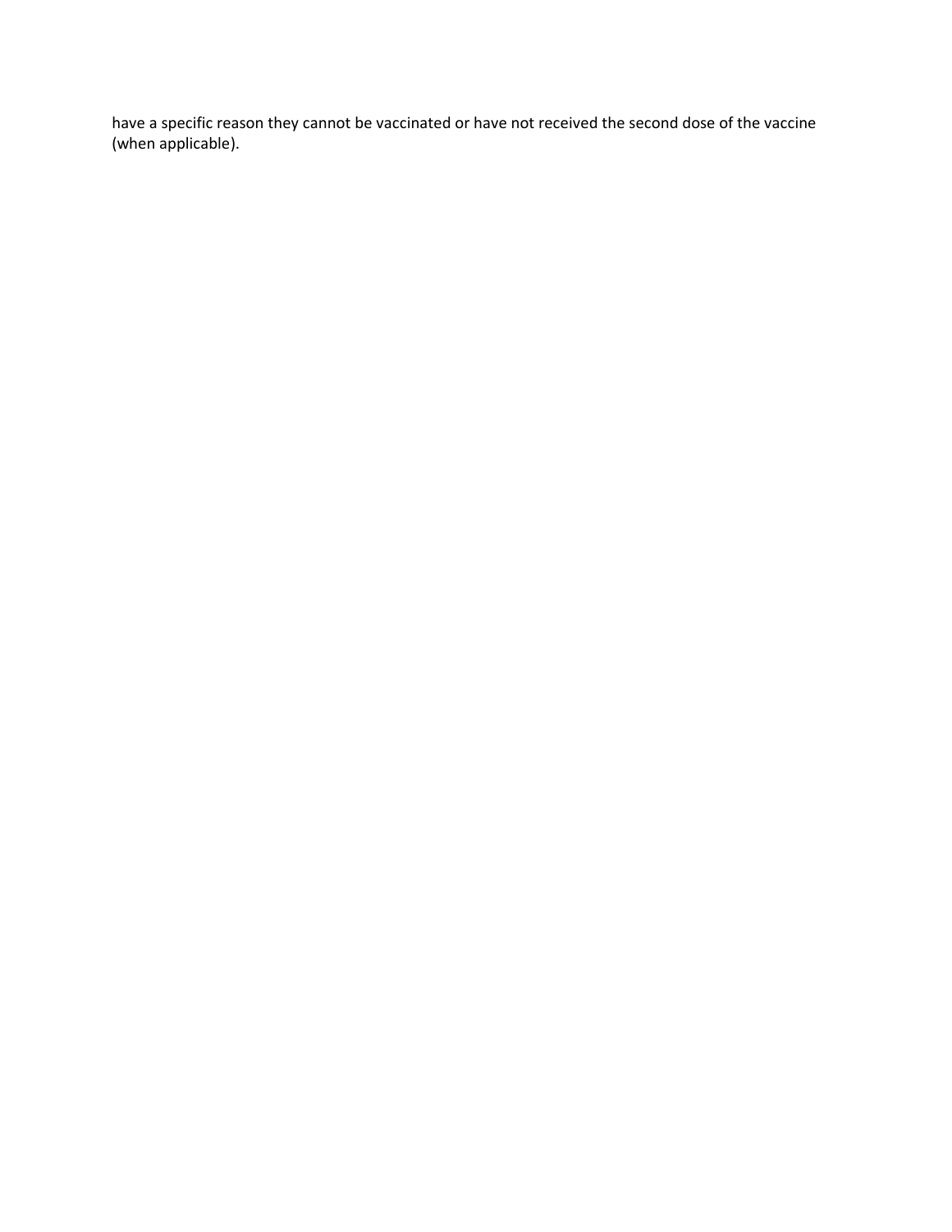have a specific reason they cannot be vaccinated or have not received the second dose of the vaccine (when applicable).